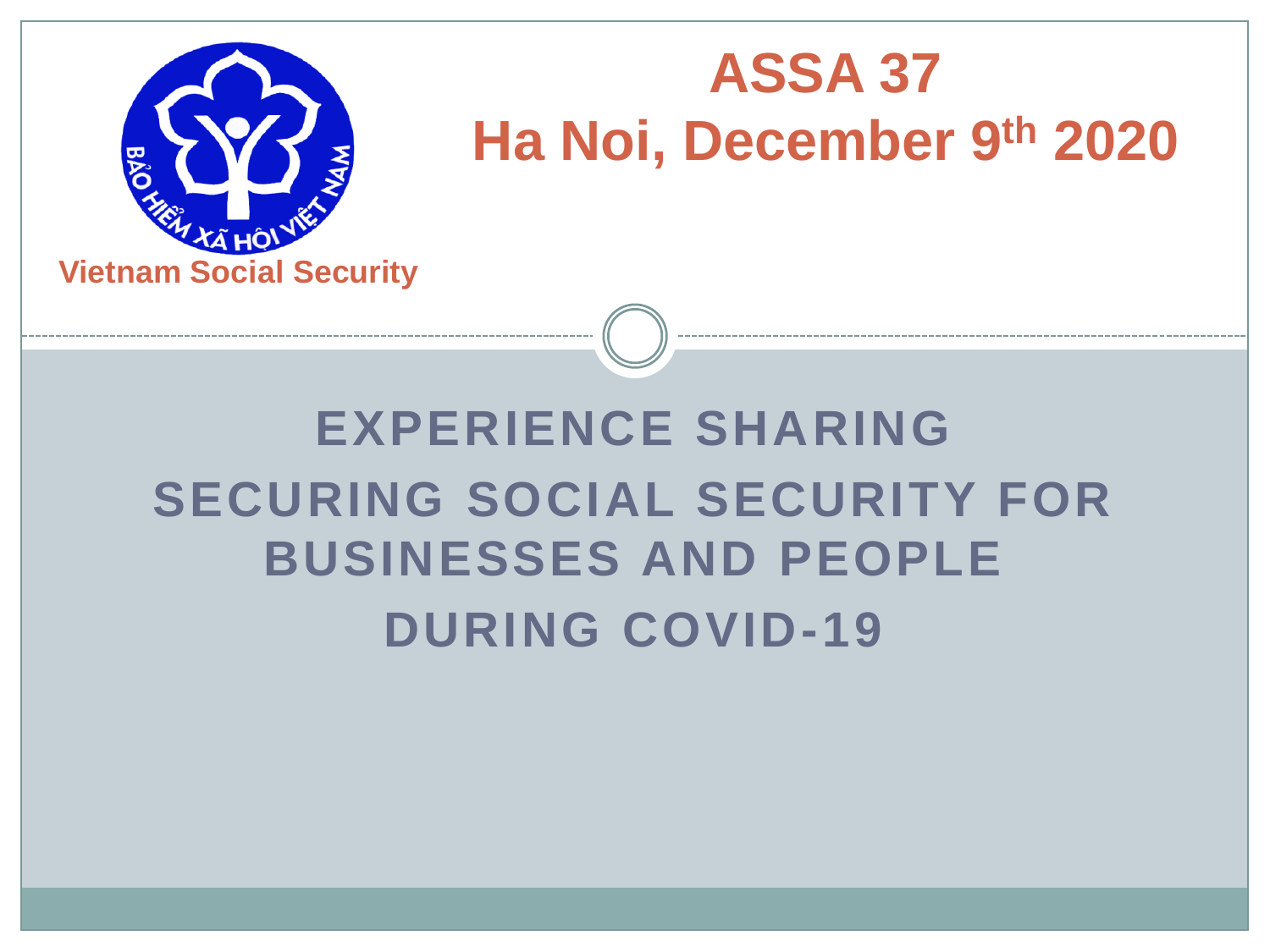Vietnam Social Security

# ASSA 37
# Ha Noi, December 9th 2020

## EXPERIENCE SHARING
## SECURING SOCIAL SECURITY FOR BUSINESSES AND PEOPLE
## DURING COVID-19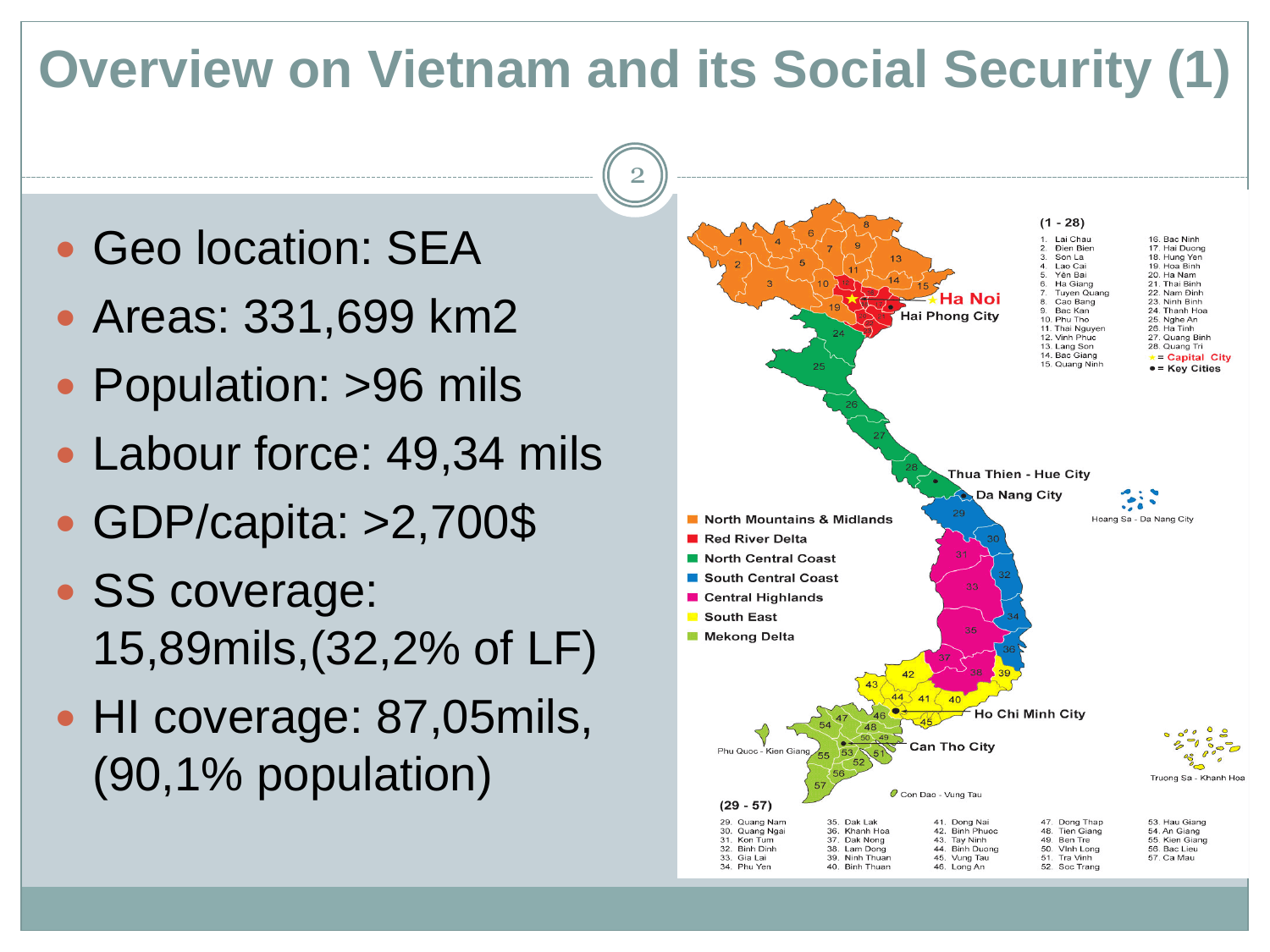# Overview on Vietnam and its Social Security (1)

- Geo location: SEA
- Areas: 331,699 km2
- Population: >96 mils
- Labour force: 49,34 mils
- GDP/capita: >2,700$
- SS coverage: 15,89mils,(32,2% of LF)
- HI coverage: 87,05mils, (90,1% population)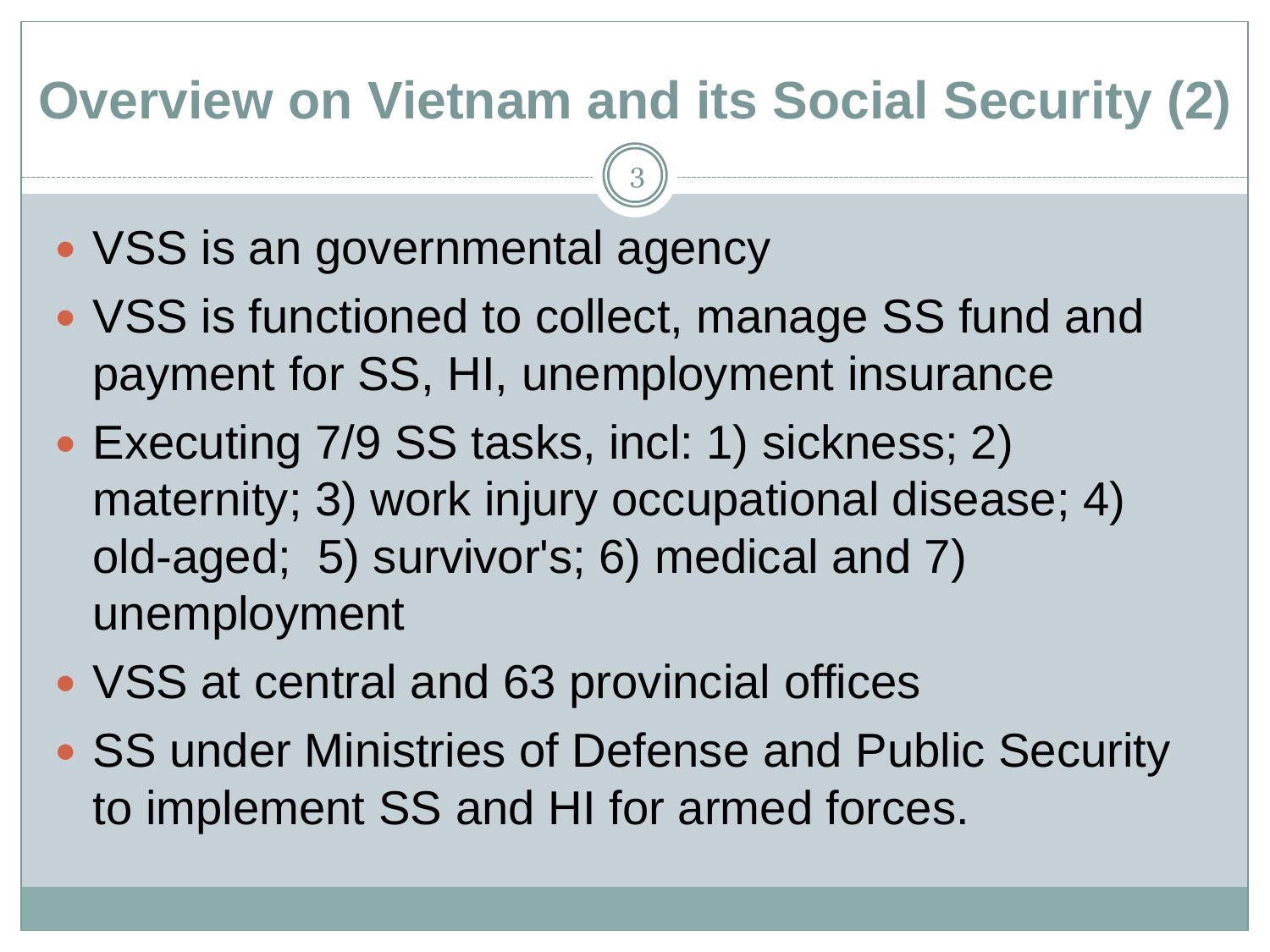# Overview on Vietnam and its Social Security (2)

- VSS is an governmental agency
- VSS is functioned to collect, manage SS fund and payment for SS, HI, unemployment insurance
- Executing 7/9 SS tasks, incl: 1) sickness; 2) maternity; 3) work injury occupational disease; 4) old-aged; 5) survivor's; 6) medical and 7) unemployment
- VSS at central and 63 provincial offices
- SS under Ministries of Defense and Public Security to implement SS and HI for armed forces.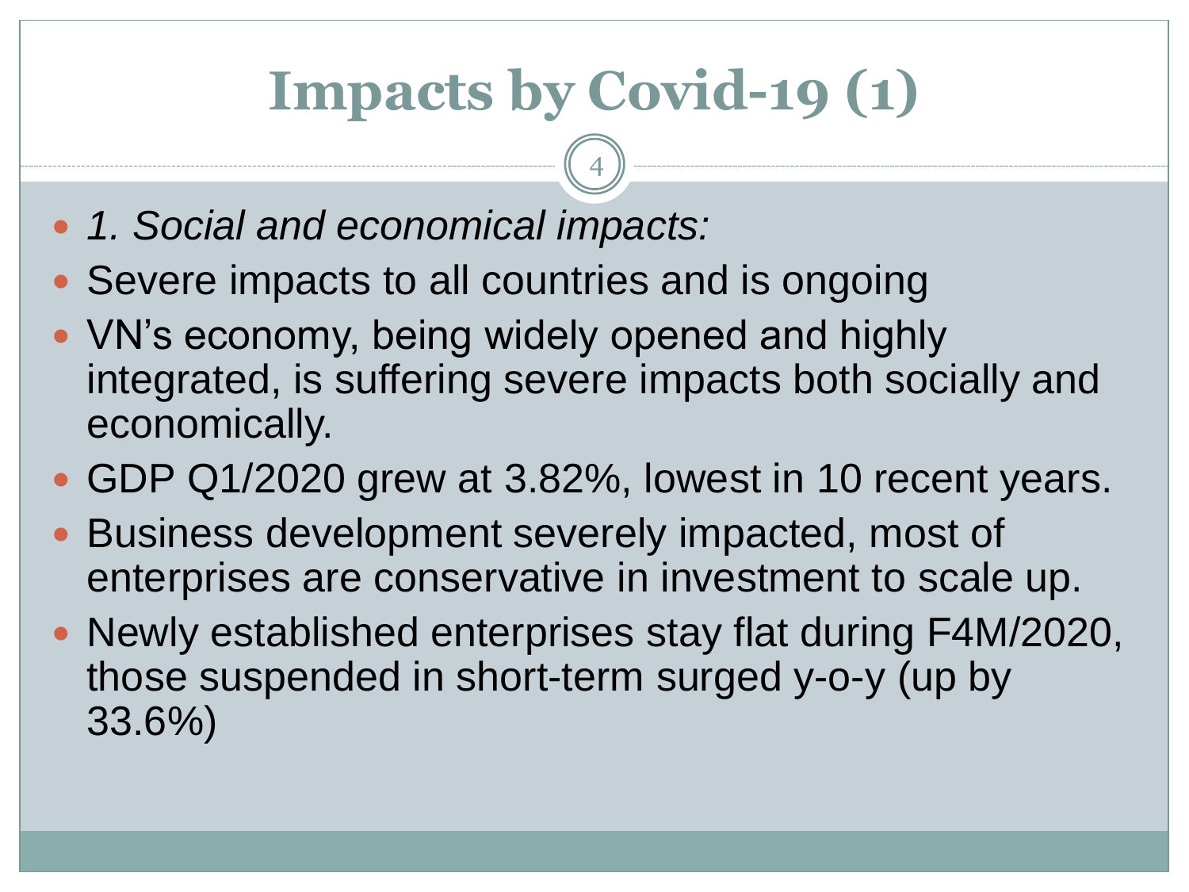# Impacts by Covid-19 (1)

- *1. Social and economical impacts:*
- Severe impacts to all countries and is ongoing
- VN’s economy, being widely opened and highly integrated, is suffering severe impacts both socially and economically.
- GDP Q1/2020 grew at 3.82%, lowest in 10 recent years.
- Business development severely impacted, most of enterprises are conservative in investment to scale up.
- Newly established enterprises stay flat during F4M/2020, those suspended in short-term surged y-o-y (up by 33.6%)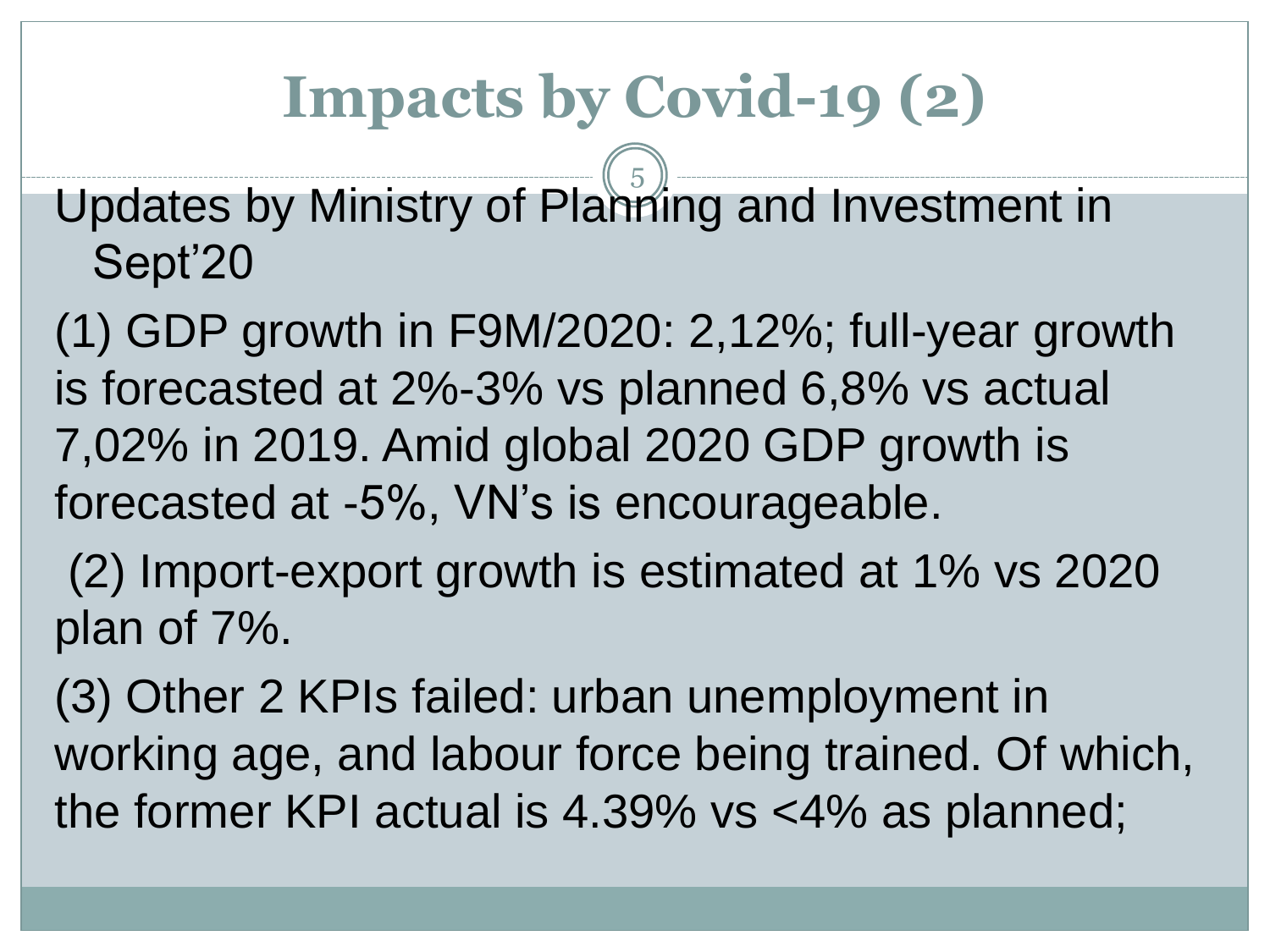# Impacts by Covid-19 (2)

Updates by Ministry of Planning and Investment in Sept'20

(1) GDP growth in F9M/2020: 2,12%; full-year growth is forecasted at 2%-3% vs planned 6,8% vs actual 7,02% in 2019. Amid global 2020 GDP growth is forecasted at -5%, VN's is encourageable.

(2) Import-export growth is estimated at 1% vs 2020 plan of 7%.

(3) Other 2 KPIs failed: urban unemployment in working age, and labour force being trained. Of which, the former KPI actual is 4.39% vs <4% as planned;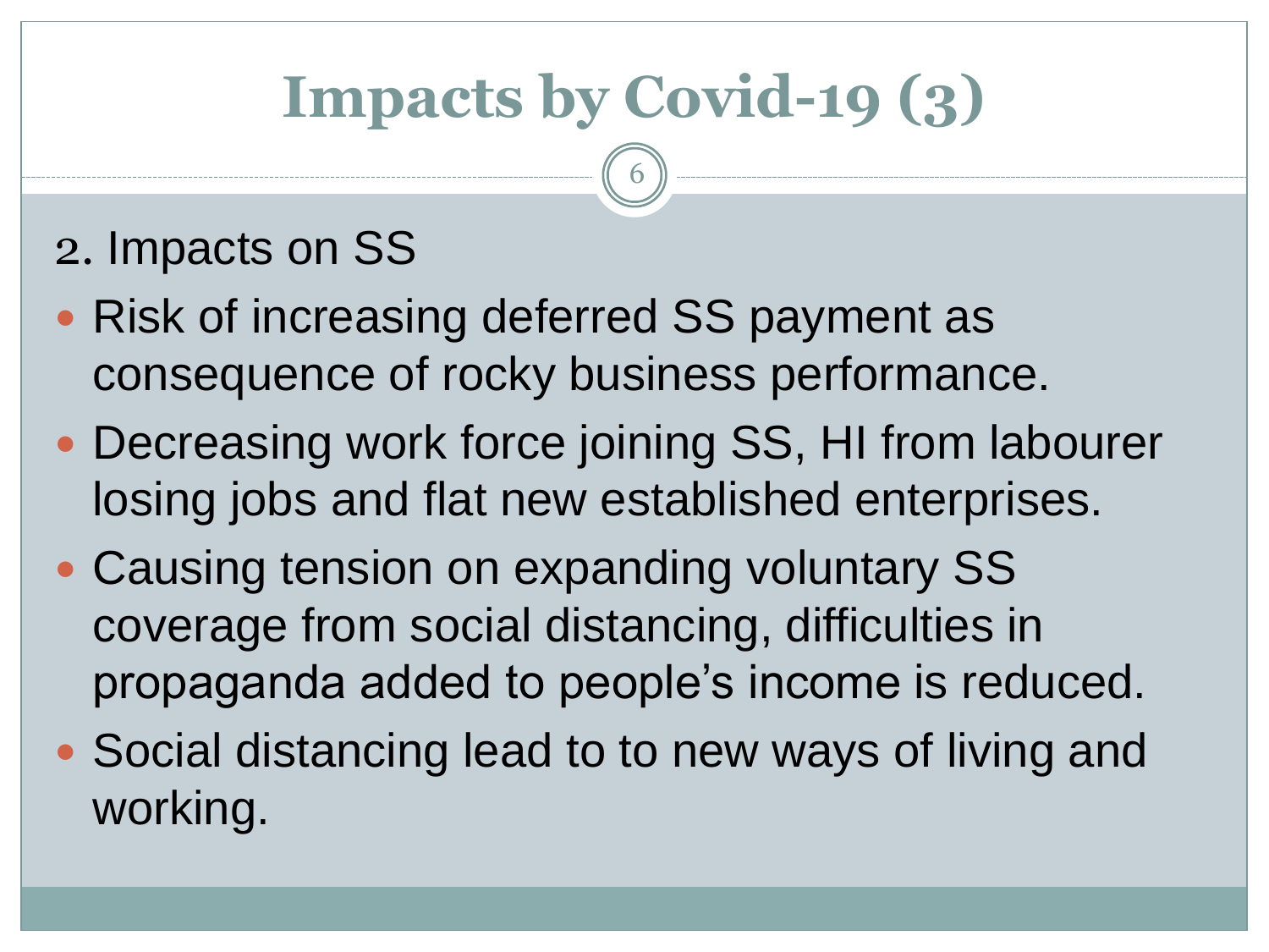# Impacts by Covid-19 (3)

2. Impacts on SS

- Risk of increasing deferred SS payment as consequence of rocky business performance.
- Decreasing work force joining SS, HI from labourer losing jobs and flat new established enterprises.
- Causing tension on expanding voluntary SS coverage from social distancing, difficulties in propaganda added to people's income is reduced.
- Social distancing lead to to new ways of living and working.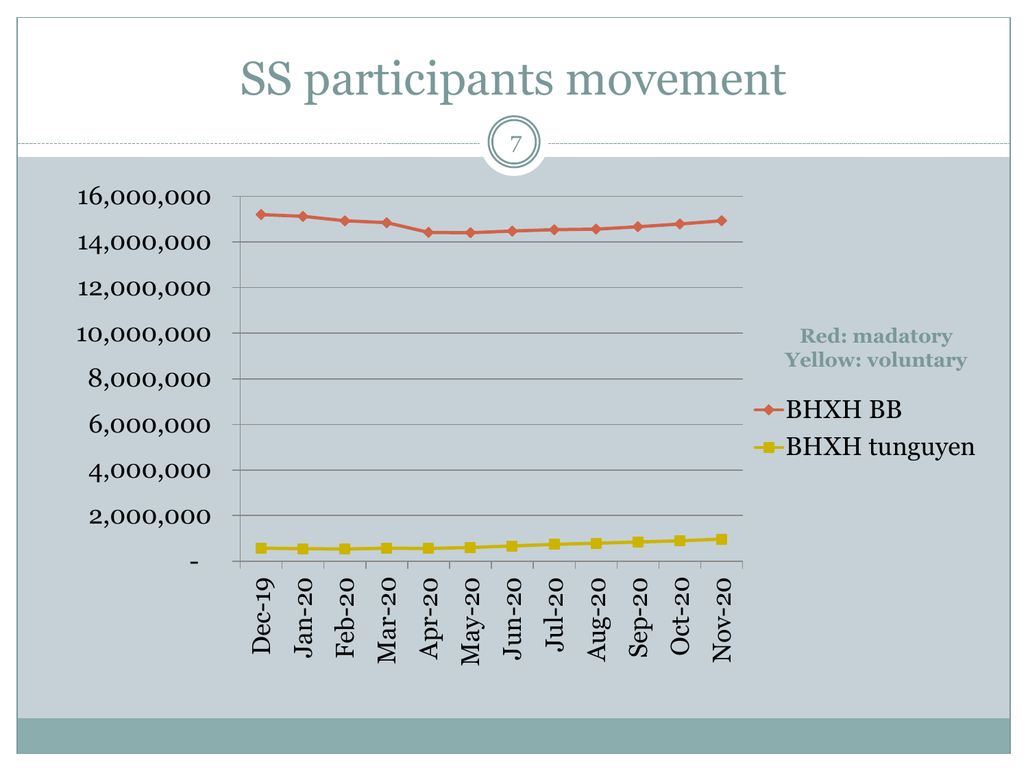# SS participants movement

Red: madatory
Yellow: voluntary

BHXH BB

BHXH tunguyen

16,000,000
14,000,000
12,000,000
10,000,000
8,000,000
6,000,000
4,000,000
2,000,000
-

Dec-19 Jan-20 Feb-20 Mar-20 Apr-20 May-20 Jun-20 Jul-20 Aug-20 Sep-20 Oct-20 Nov-20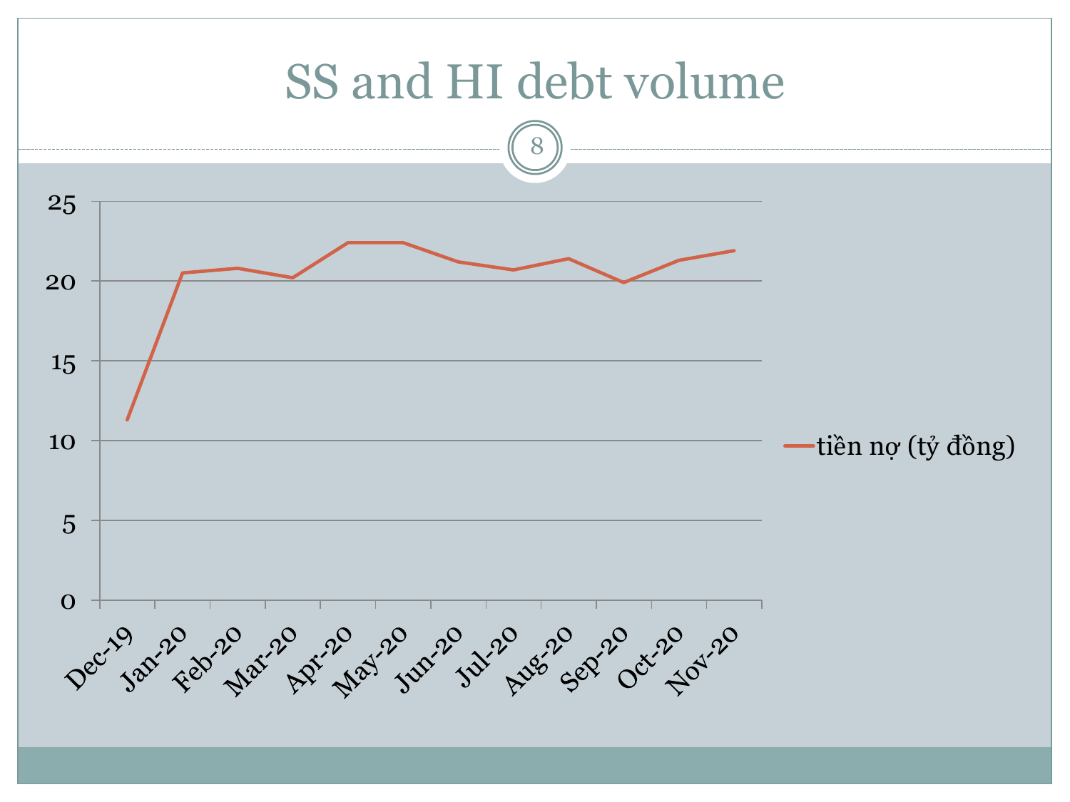# SS and HI debt volume

| Month | tiền nợ (tỷ đồng) |
|---|---|
| Dec-19 | 11.3 |
| Jan-20 | 20.5 |
| Feb-20 | 20.8 |
| Mar-20 | 20.2 |
| Apr-20 | 22.4 |
| May-20 | 22.4 |
| Jun-20 | 21.2 |
| Jul-20 | 20.7 |
| Aug-20 | 21.4 |
| Sep-20 | 19.9 |
| Oct-20 | 21.3 |
| Nov-20 | 21.9 |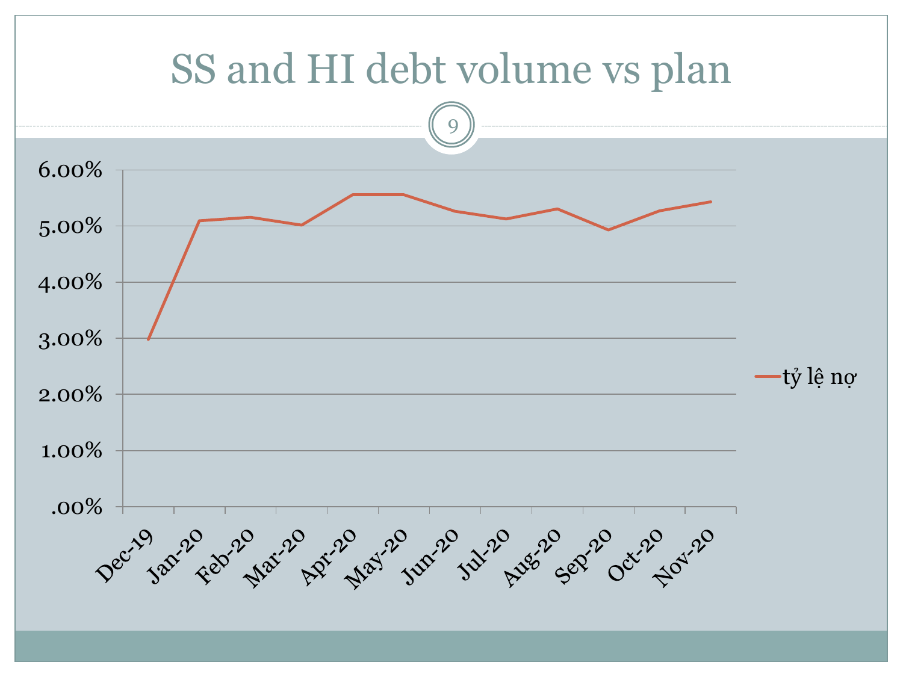# SS and HI debt volume vs plan

| | tỷ lệ nợ |
|---|---|
| Dec-19 | 3.00% |
| Jan-20 | 5.10% |
| Feb-20 | 5.15% |
| Mar-20 | 5.02% |
| Apr-20 | 5.55% |
| May-20 | 5.55% |
| Jun-20 | 5.26% |
| Jul-20 | 5.13% |
| Aug-20 | 5.30% |
| Sep-20 | 4.93% |
| Oct-20 | 5.27% |
| Nov-20 | 5.43% |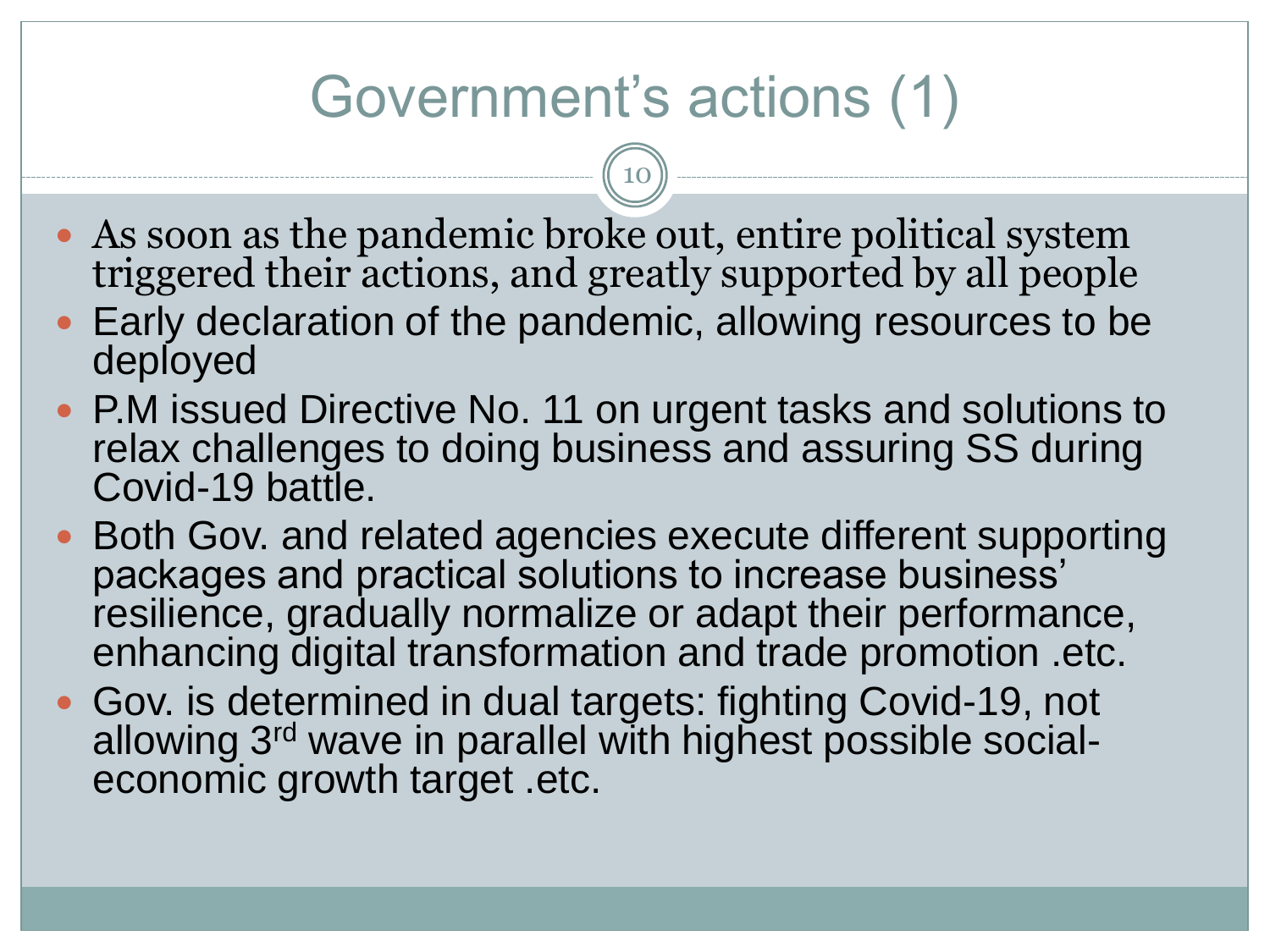# Government's actions (1)

- As soon as the pandemic broke out, entire political system triggered their actions, and greatly supported by all people
- Early declaration of the pandemic, allowing resources to be deployed
- P.M issued Directive No. 11 on urgent tasks and solutions to relax challenges to doing business and assuring SS during Covid-19 battle.
- Both Gov. and related agencies execute different supporting packages and practical solutions to increase business' resilience, gradually normalize or adapt their performance, enhancing digital transformation and trade promotion .etc.
- Gov. is determined in dual targets: fighting Covid-19, not allowing 3rd wave in parallel with highest possible social-economic growth target .etc.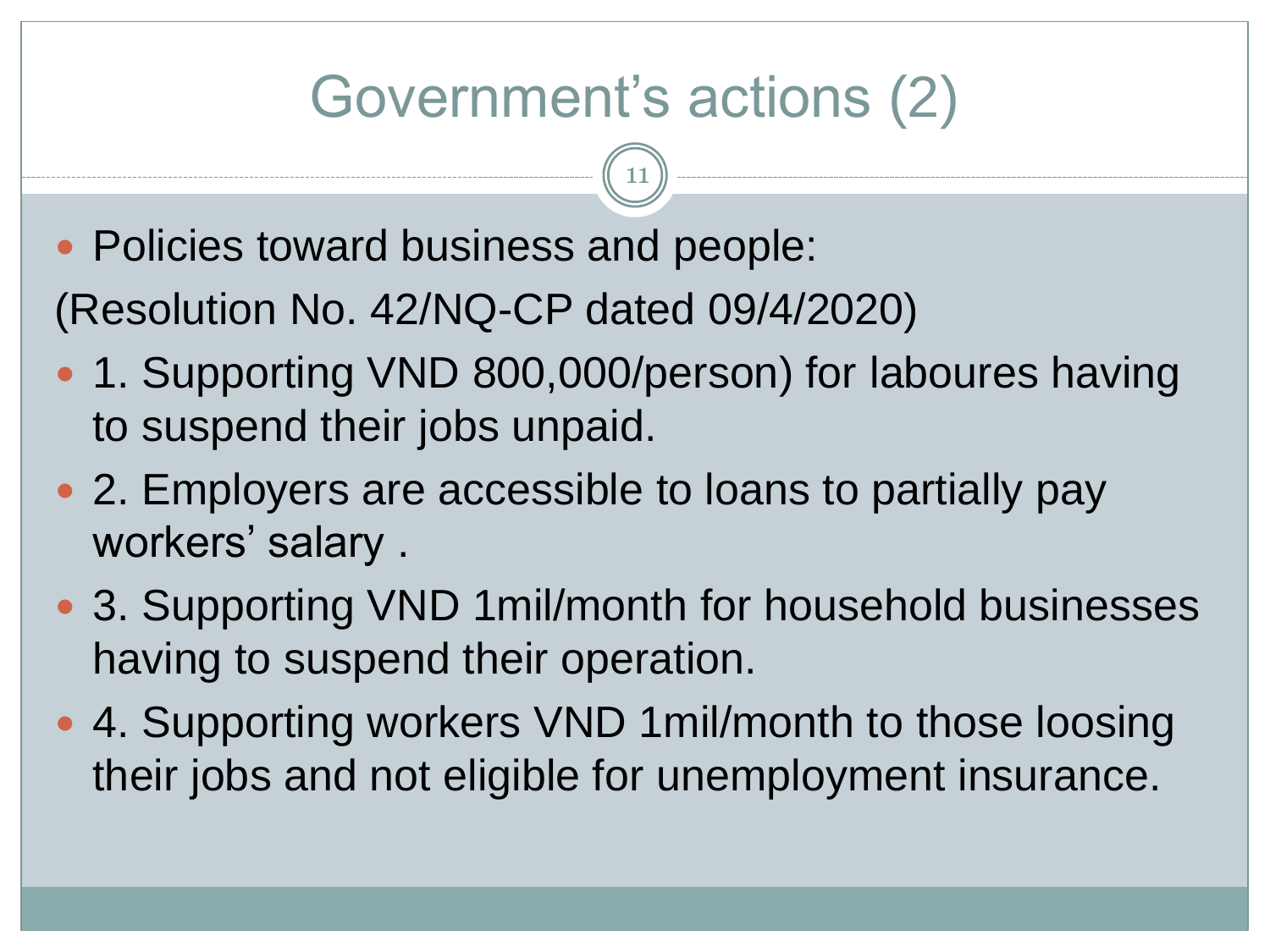# Government's actions (2)

- Policies toward business and people:

(Resolution No. 42/NQ-CP dated 09/4/2020)

- 1. Supporting VND 800,000/person) for laboures having to suspend their jobs unpaid.
- 2. Employers are accessible to loans to partially pay workers' salary .
- 3. Supporting VND 1mil/month for household businesses having to suspend their operation.
- 4. Supporting workers VND 1mil/month to those loosing their jobs and not eligible for unemployment insurance.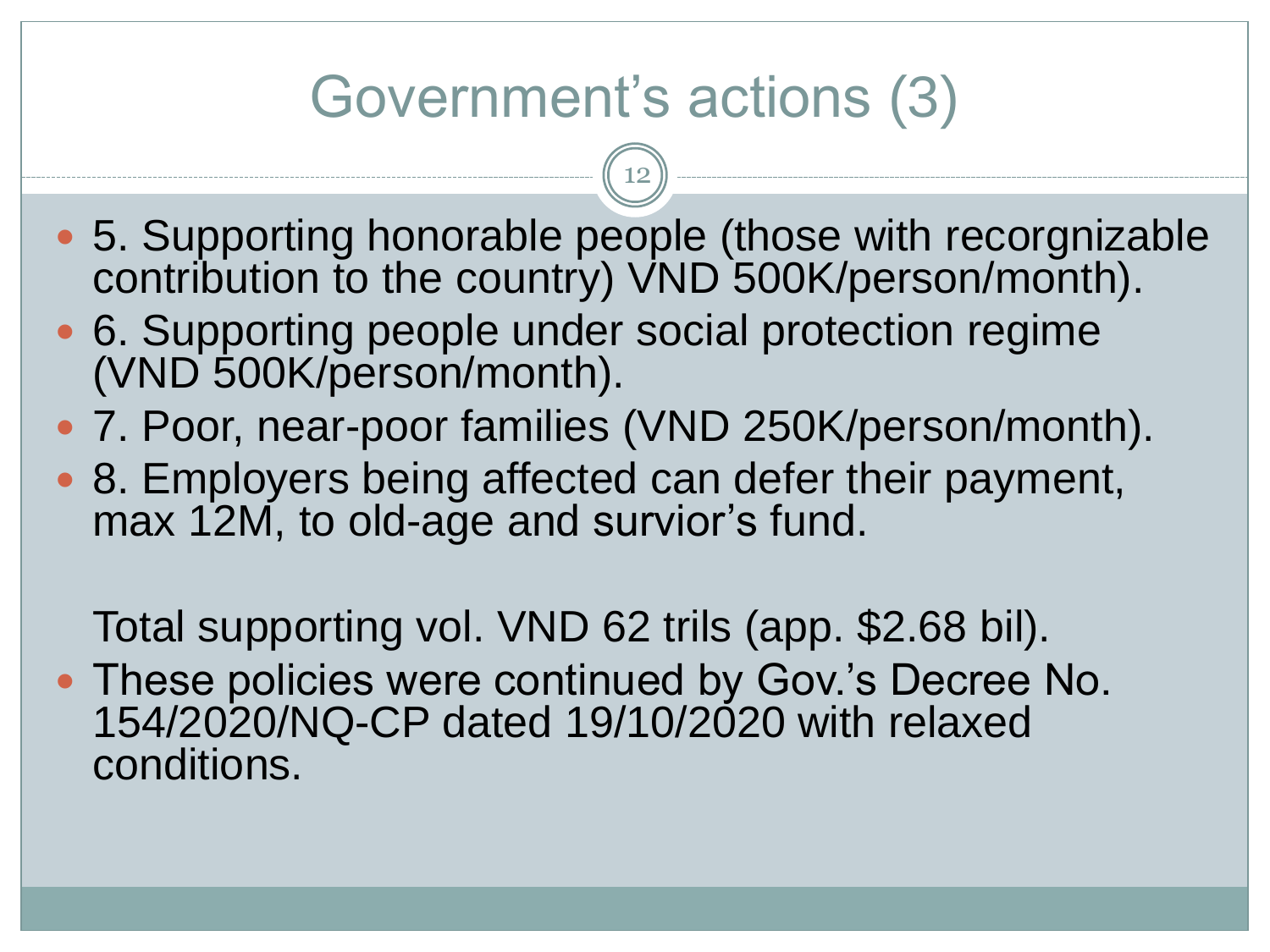# Government's actions (3)

- 5. Supporting honorable people (those with recorgnizable contribution to the country) VND 500K/person/month).
- 6. Supporting people under social protection regime (VND 500K/person/month).
- 7. Poor, near-poor families (VND 250K/person/month).
- 8. Employers being affected can defer their payment, max 12M, to old-age and survior's fund.

Total supporting vol. VND 62 trils (app. $2.68 bil).

- These policies were continued by Gov.'s Decree No. 154/2020/NQ-CP dated 19/10/2020 with relaxed conditions.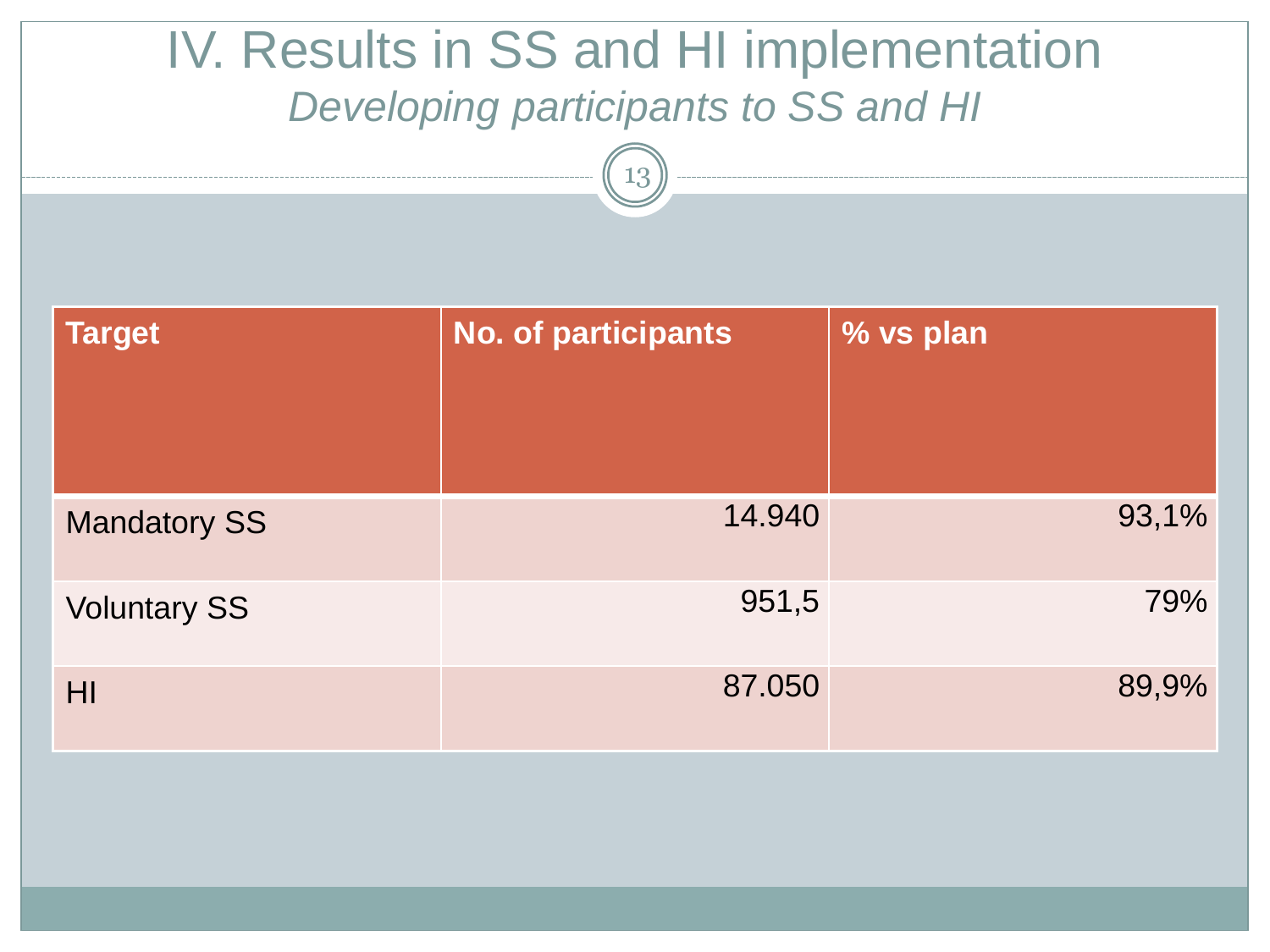# IV. Results in SS and HI implementation

*Developing participants to SS and HI*

| Target | No. of participants | % vs plan |
|---|---|---|
| Mandatory SS | 14.940 | 93,1% |
| Voluntary SS | 951,5 | 79% |
| HI | 87.050 | 89,9% |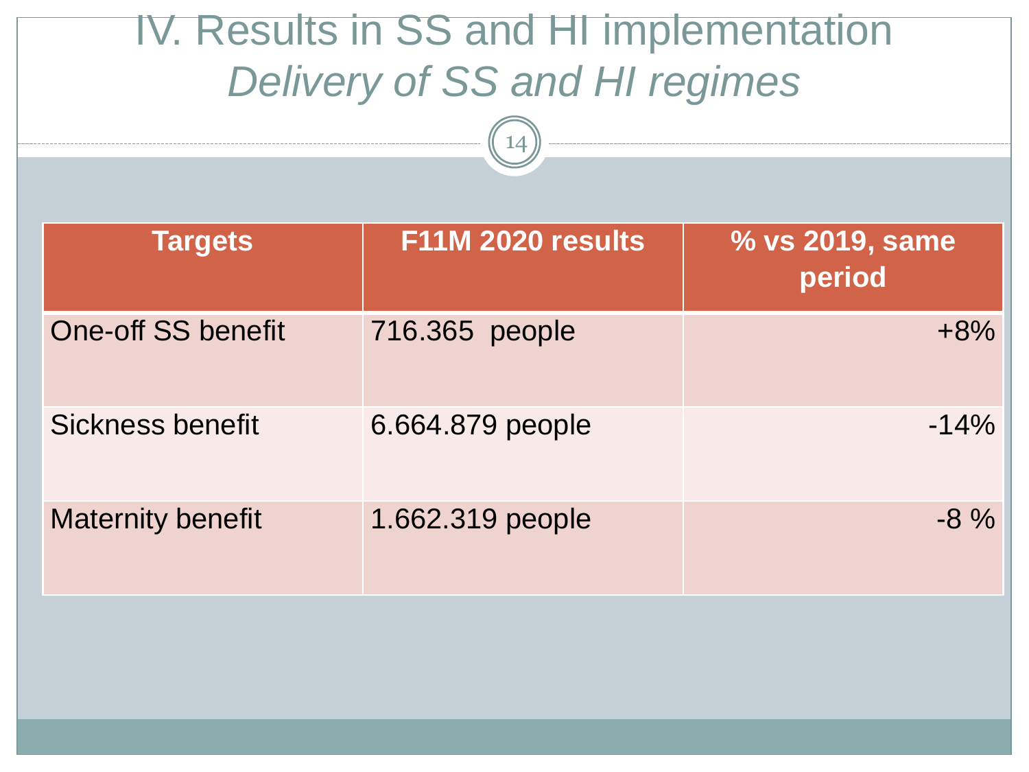# IV. Results in SS and HI implementation

## *Delivery of SS and HI regimes*

| Targets | F11M 2020 results | % vs 2019, same period |
|---|---|---|
| One-off SS benefit | 716.365 people | +8% |
| Sickness benefit | 6.664.879 people | -14% |
| Maternity benefit | 1.662.319 people | -8 % |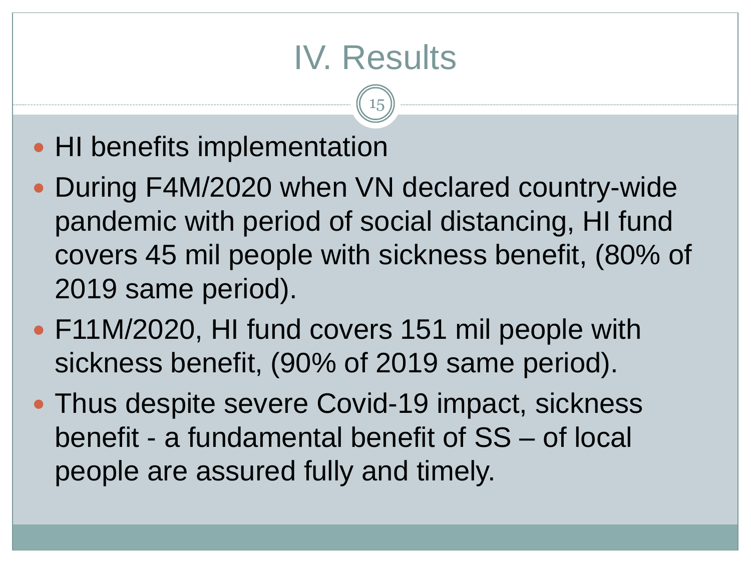# IV. Results

- HI benefits implementation
- During F4M/2020 when VN declared country-wide pandemic with period of social distancing, HI fund covers 45 mil people with sickness benefit, (80% of 2019 same period).
- F11M/2020, HI fund covers 151 mil people with sickness benefit, (90% of 2019 same period).
- Thus despite severe Covid-19 impact, sickness benefit - a fundamental benefit of SS – of local people are assured fully and timely.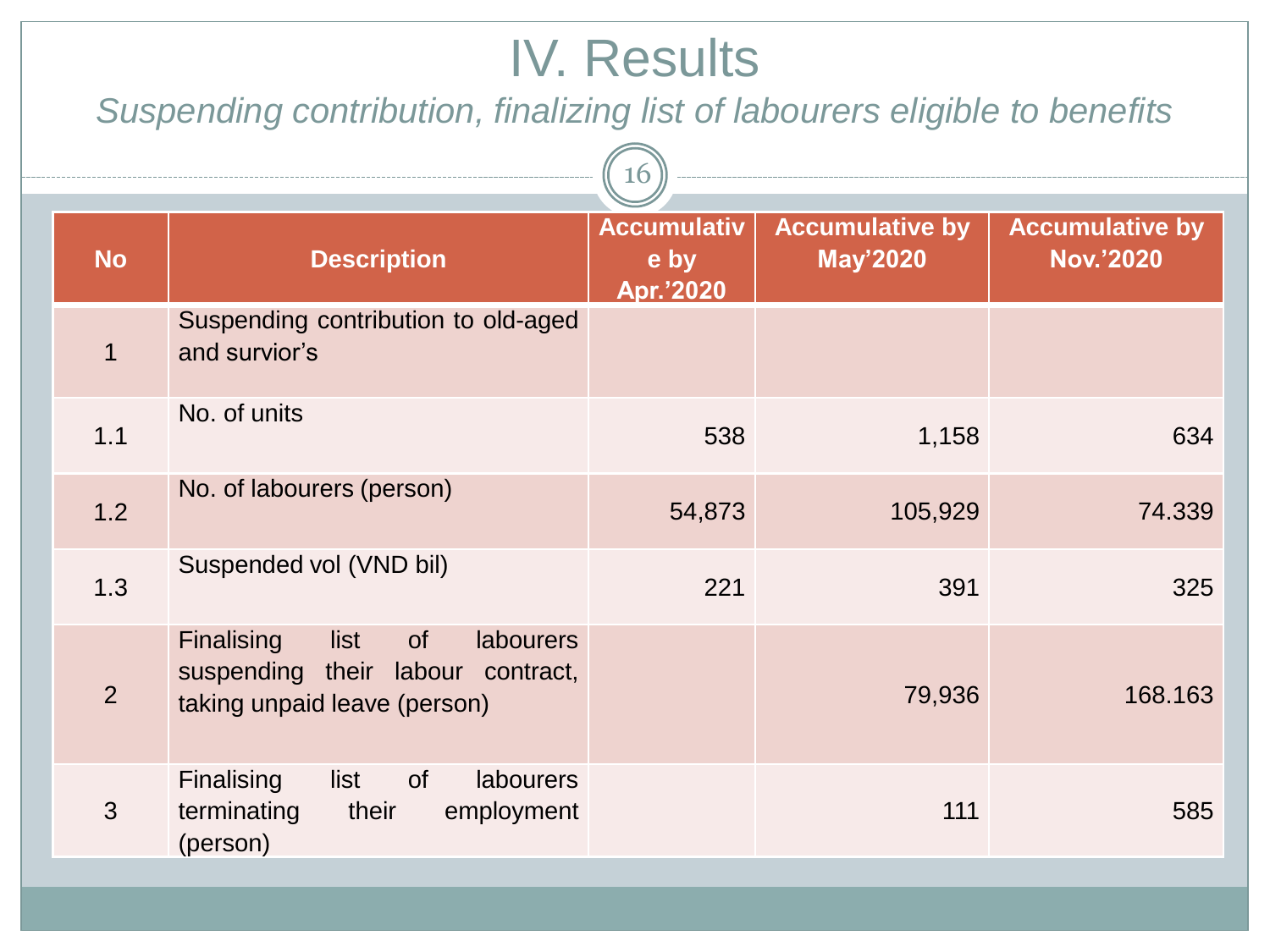# IV. Results

*Suspending contribution, finalizing list of labourers eligible to benefits*

| No | Description | Accumulative by Apr.'2020 | Accumulative by May'2020 | Accumulative by Nov.'2020 |
|---|---|---|---|---|
| 1 | Suspending contribution to old-aged and survior's | | | |
| 1.1 | No. of units | 538 | 1,158 | 634 |
| 1.2 | No. of labourers (person) | 54,873 | 105,929 | 74.339 |
| 1.3 | Suspended vol (VND bil) | 221 | 391 | 325 |
| 2 | Finalising list of labourers suspending their labour contract, taking unpaid leave (person) | | 79,936 | 168.163 |
| 3 | Finalising list of labourers terminating their employment (person) | | 111 | 585 |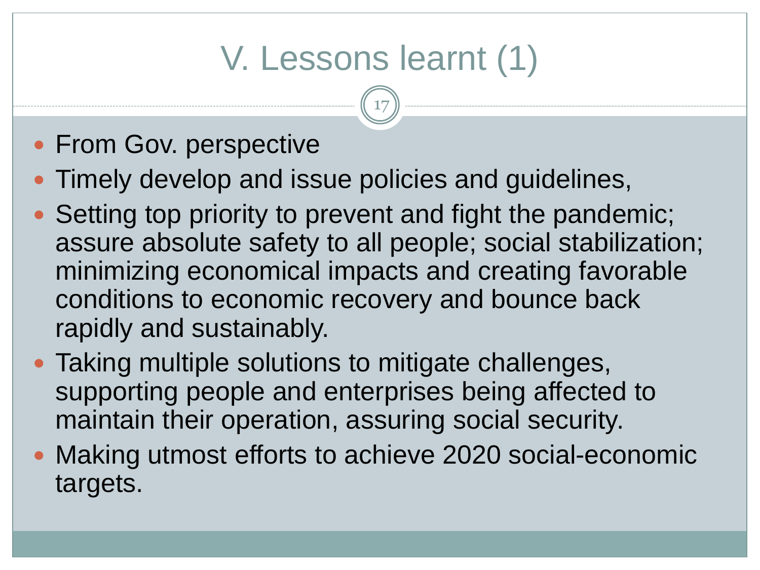# V. Lessons learnt (1)

- From Gov. perspective
- Timely develop and issue policies and guidelines,
- Setting top priority to prevent and fight the pandemic; assure absolute safety to all people; social stabilization; minimizing economical impacts and creating favorable conditions to economic recovery and bounce back rapidly and sustainably.
- Taking multiple solutions to mitigate challenges, supporting people and enterprises being affected to maintain their operation, assuring social security.
- Making utmost efforts to achieve 2020 social-economic targets.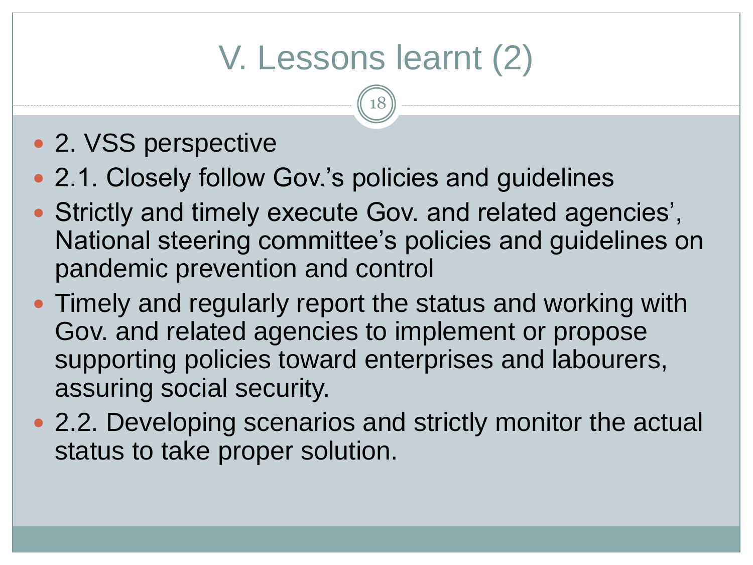# V. Lessons learnt (2)

- 2. VSS perspective
- 2.1. Closely follow Gov.'s policies and guidelines
- Strictly and timely execute Gov. and related agencies', National steering committee's policies and guidelines on pandemic prevention and control
- Timely and regularly report the status and working with Gov. and related agencies to implement or propose supporting policies toward enterprises and labourers, assuring social security.
- 2.2. Developing scenarios and strictly monitor the actual status to take proper solution.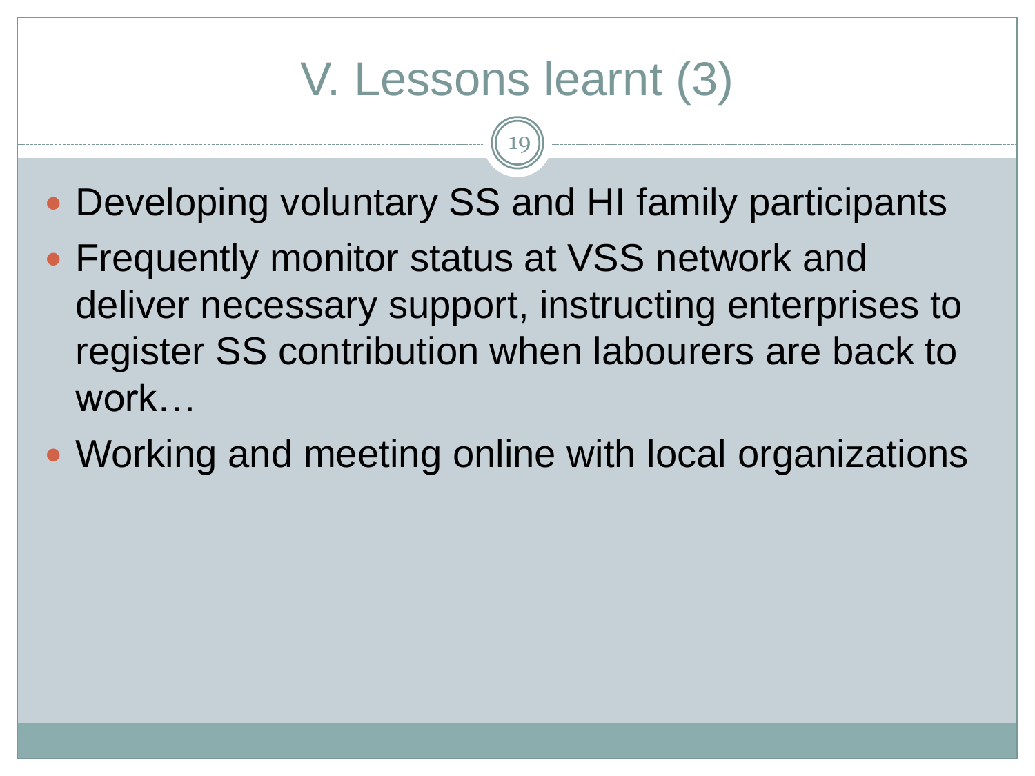# V. Lessons learnt (3)

- Developing voluntary SS and HI family participants
- Frequently monitor status at VSS network and deliver necessary support, instructing enterprises to register SS contribution when labourers are back to work…
- Working and meeting online with local organizations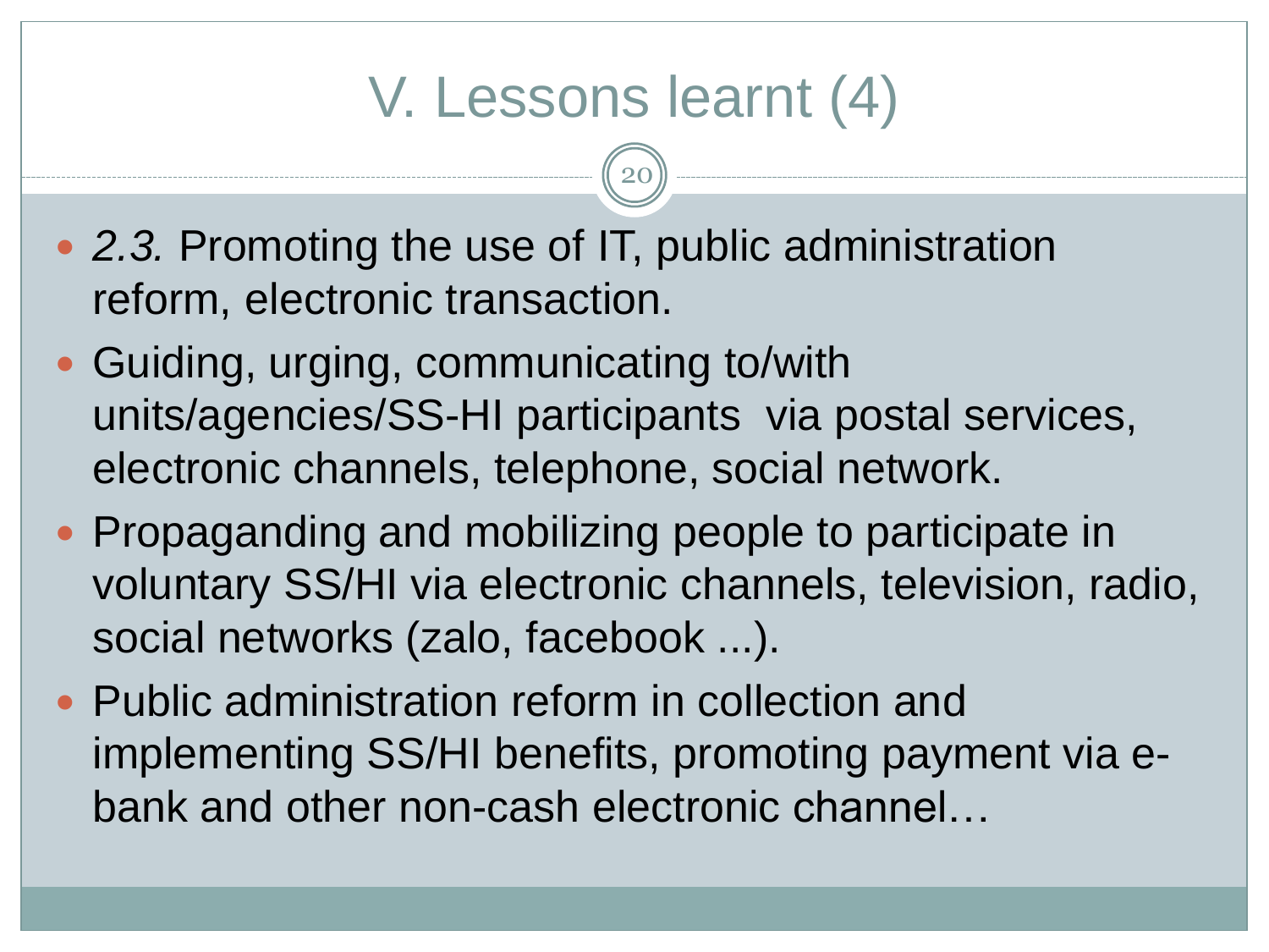# V. Lessons learnt (4)

- *2.3.* Promoting the use of IT, public administration reform, electronic transaction.
- Guiding, urging, communicating to/with units/agencies/SS-HI participants via postal services, electronic channels, telephone, social network.
- Propaganding and mobilizing people to participate in voluntary SS/HI via electronic channels, television, radio, social networks (zalo, facebook ...).
- Public administration reform in collection and implementing SS/HI benefits, promoting payment via e-bank and other non-cash electronic channel…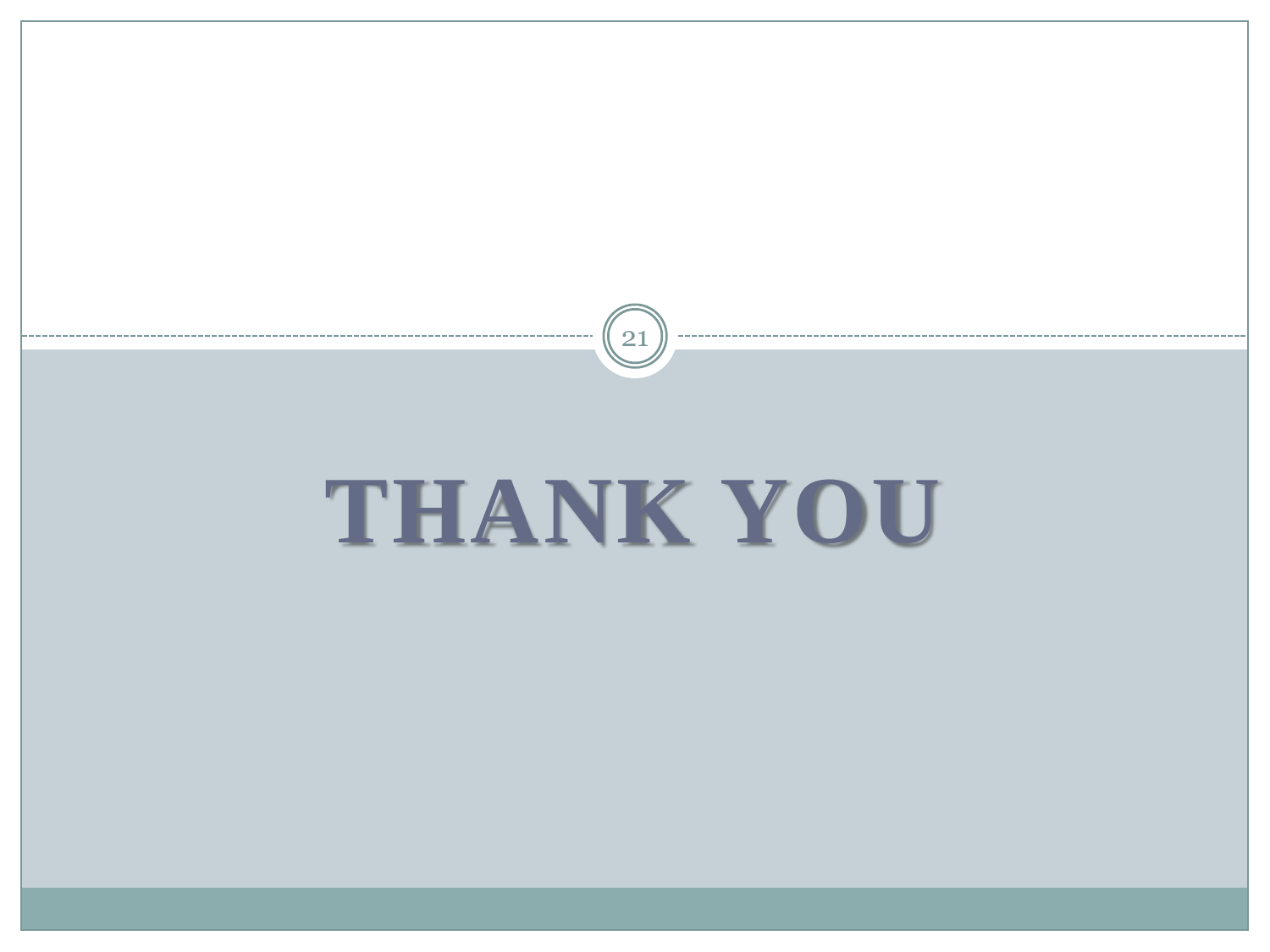# THANK YOU